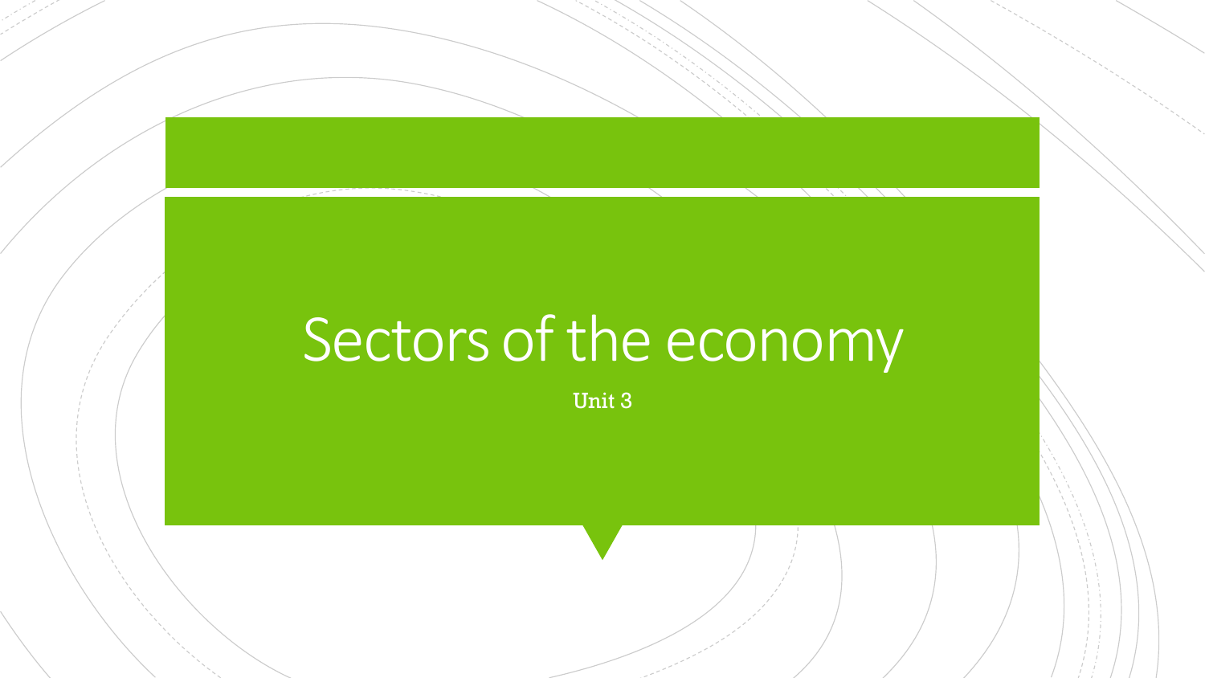# Sectors of the economy

Unit 3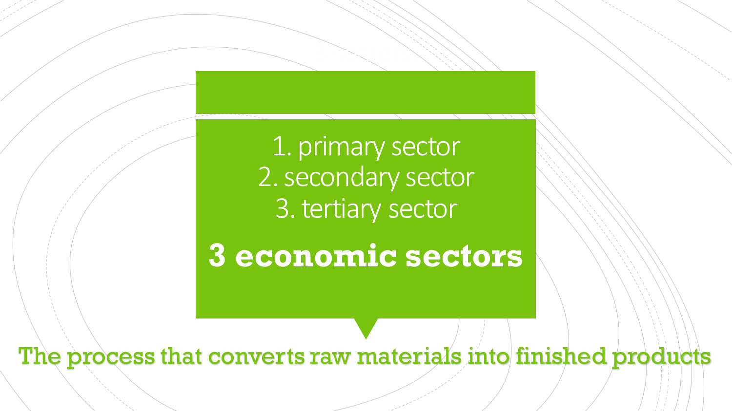1. primary sector
2. secondary sector
3. tertiary sector

**3 economic sectors**

The process that converts raw materials into finished products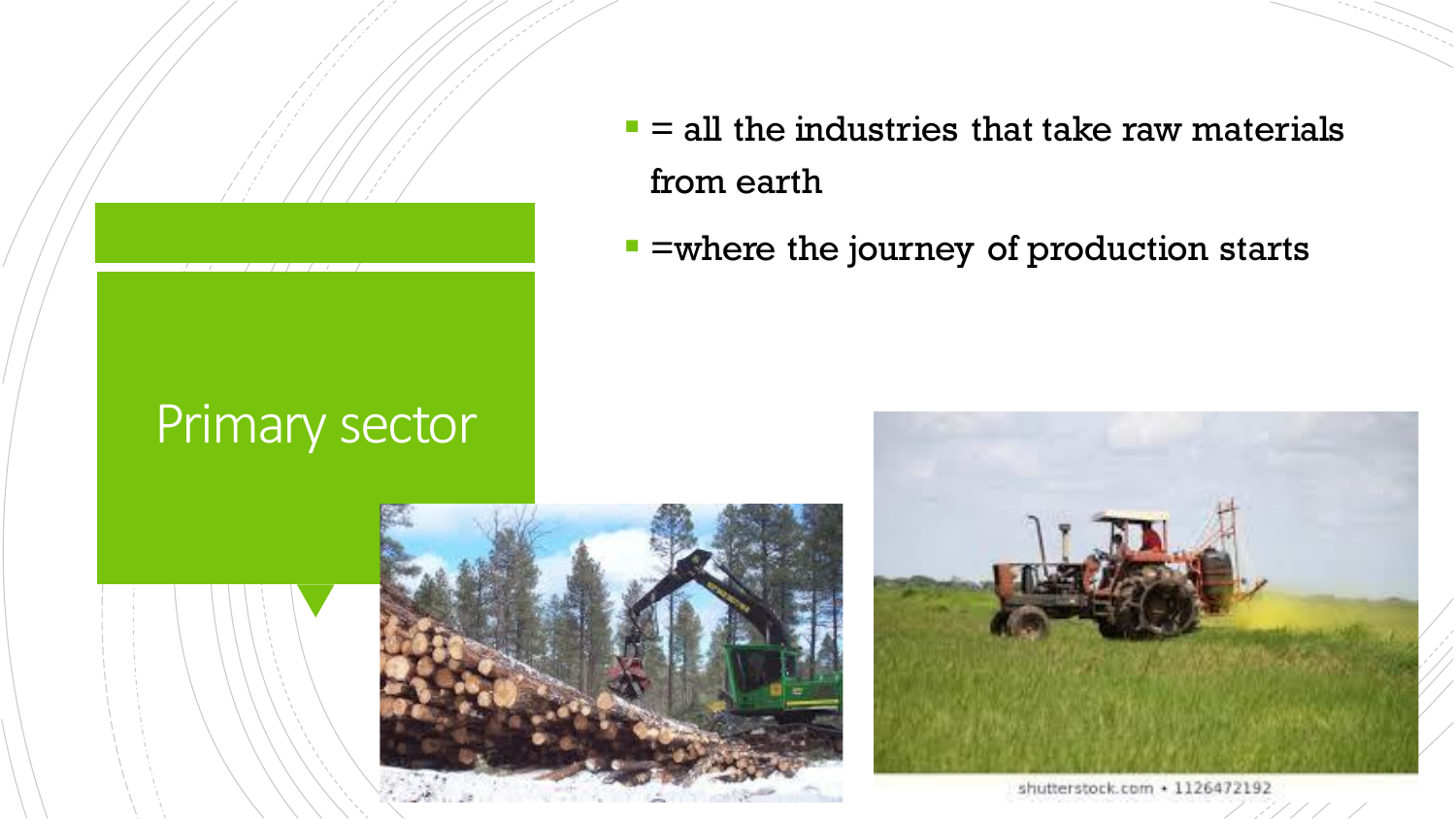# Primary sector

- = all the industries that take raw materials from earth
- =where the journey of production starts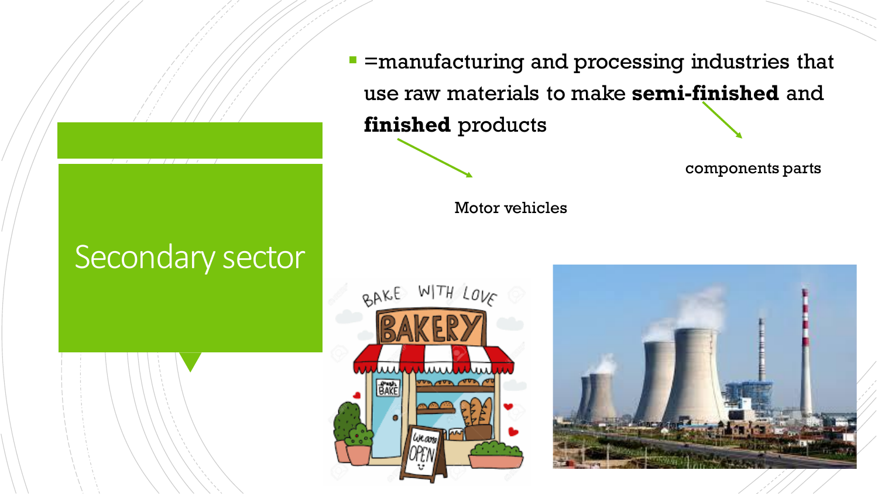# Secondary sector

- =manufacturing and processing industries that use raw materials to make **semi-finished** and **finished** products

components parts

Motor vehicles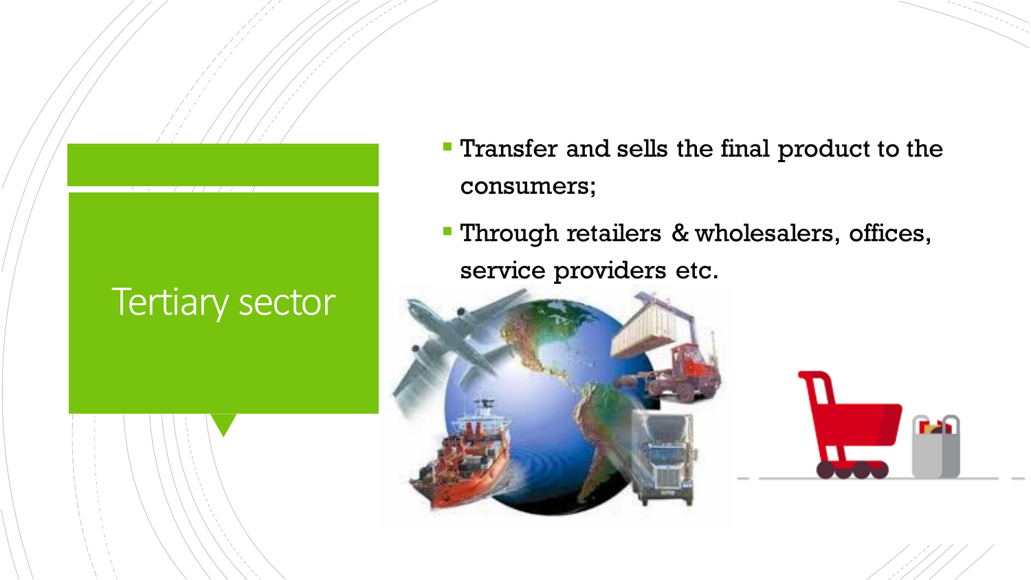# Tertiary sector

- Transfer and sells the final product to the consumers;
- Through retailers & wholesalers, offices, service providers etc.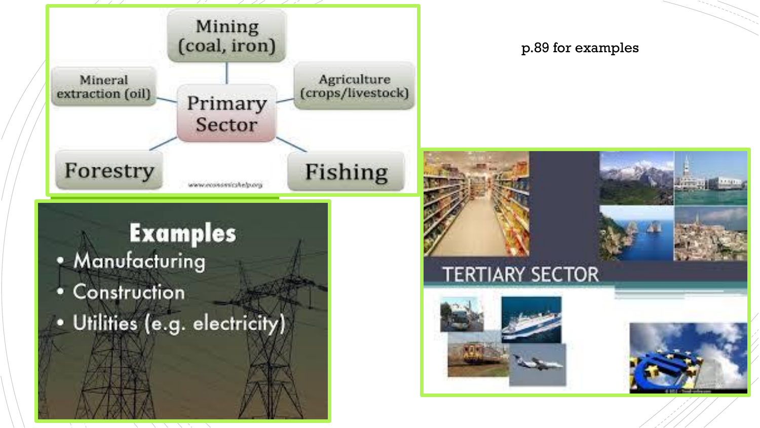Mining (coal, iron)

Mineral extraction (oil)

Primary Sector

Agriculture (crops/livestock)

Forestry

Fishing

www.economicshelp.org

p.89 for examples

## Examples

- Manufacturing
- Construction
- Utilities (e.g. electricity)

TERTIARY SECTOR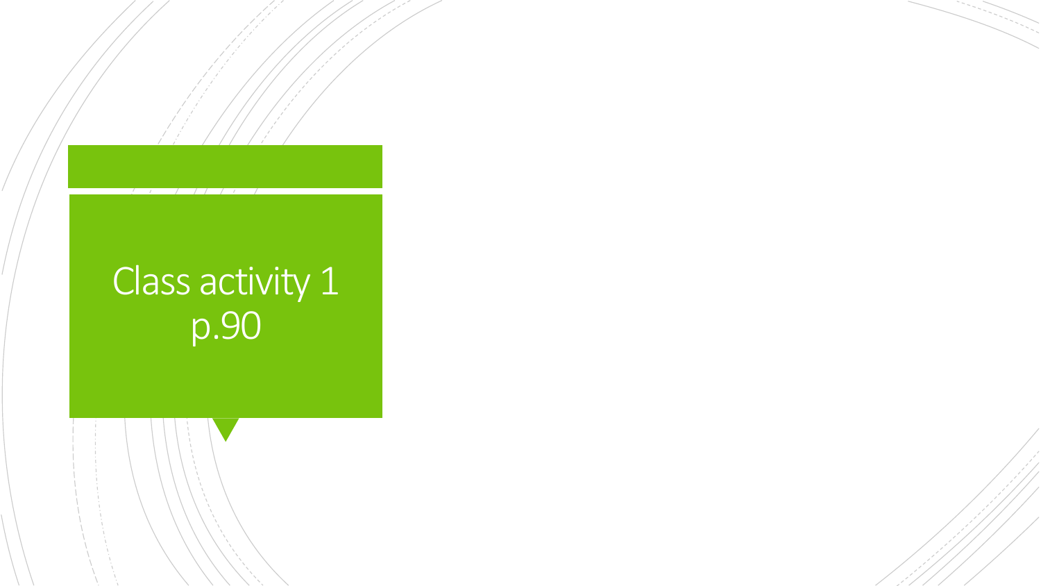# Class activity 1
p.90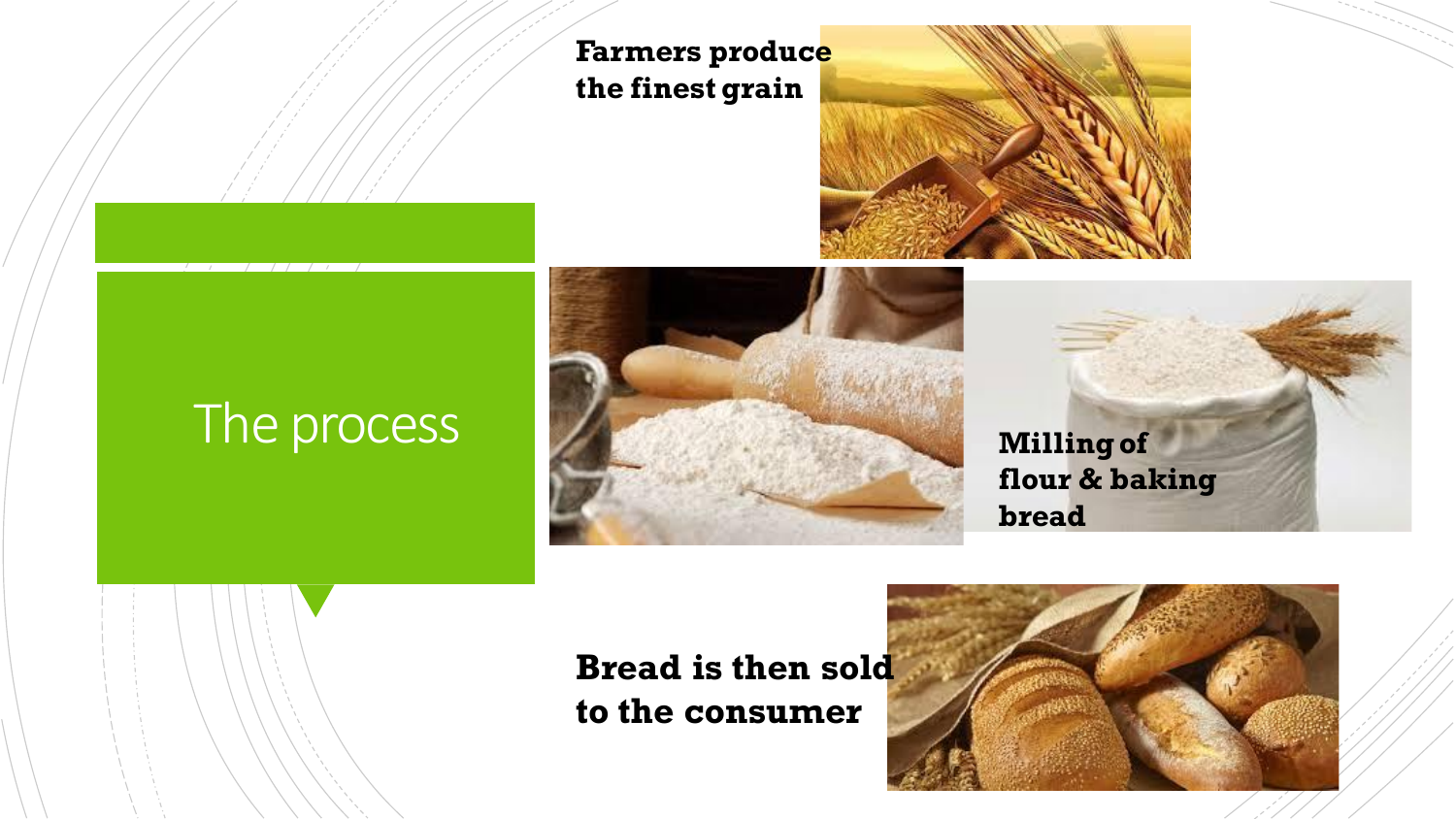# The process

**Farmers produce the finest grain**

**Milling of flour & baking bread**

**Bread is then sold to the consumer**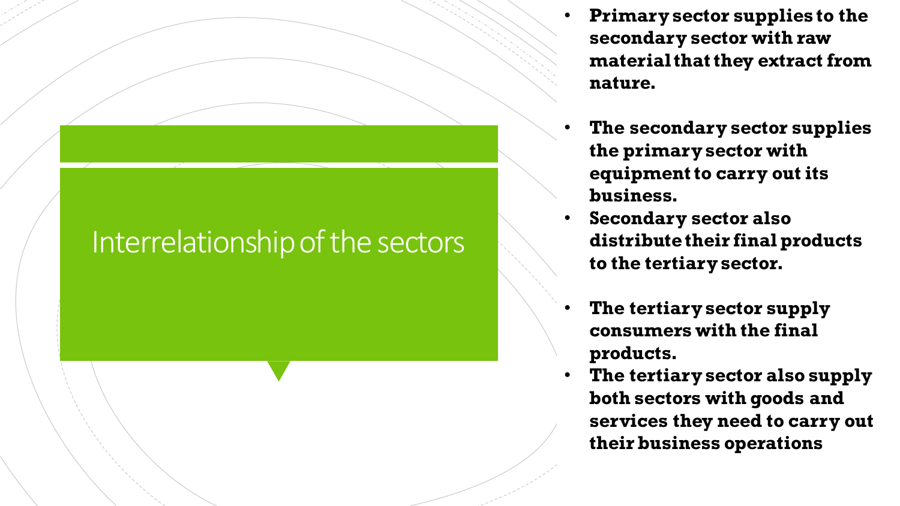# Interrelationship of the sectors

- **Primary sector supplies to the secondary sector with raw material that they extract from nature.**

- **The secondary sector supplies the primary sector with equipment to carry out its business.**
- **Secondary sector also distribute their final products to the tertiary sector.**

- **The tertiary sector supply consumers with the final products.**
- **The tertiary sector also supply both sectors with goods and services they need to carry out their business operations**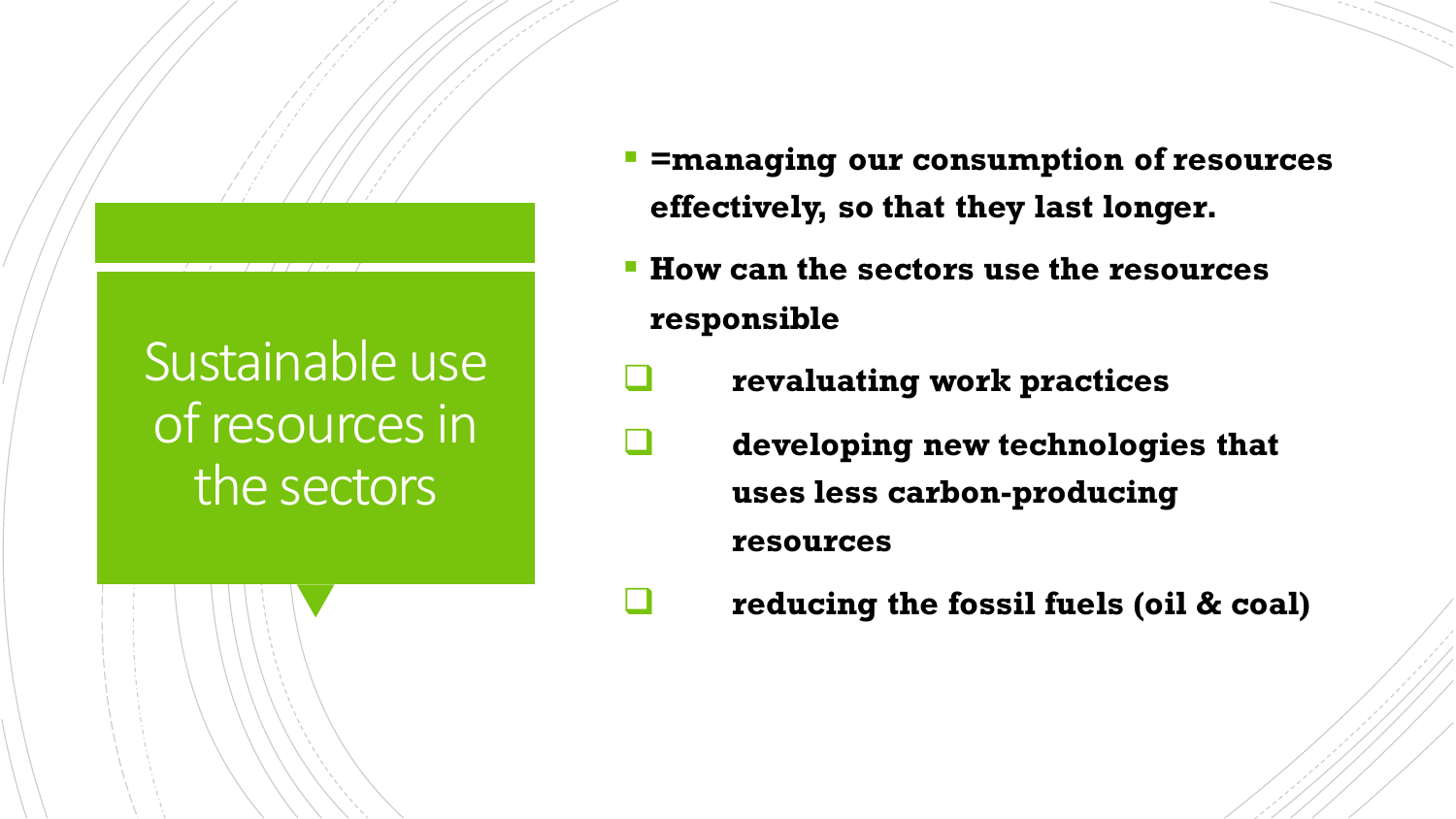# Sustainable use of resources in the sectors

- **=managing our consumption of resources effectively, so that they last longer.**
- **How can the sectors use the resources responsible**
  - **revaluating work practices**
  - **developing new technologies that uses less carbon-producing resources**
  - **reducing the fossil fuels (oil & coal)**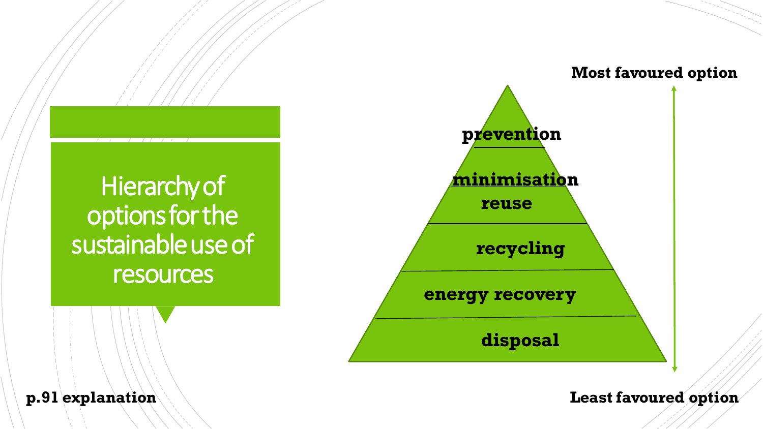# Hierarchy of options for the sustainable use of resources

Most favoured option

- prevention
- minimisation
- reuse
- recycling
- energy recovery
- disposal

Least favoured option

**p.91 explanation**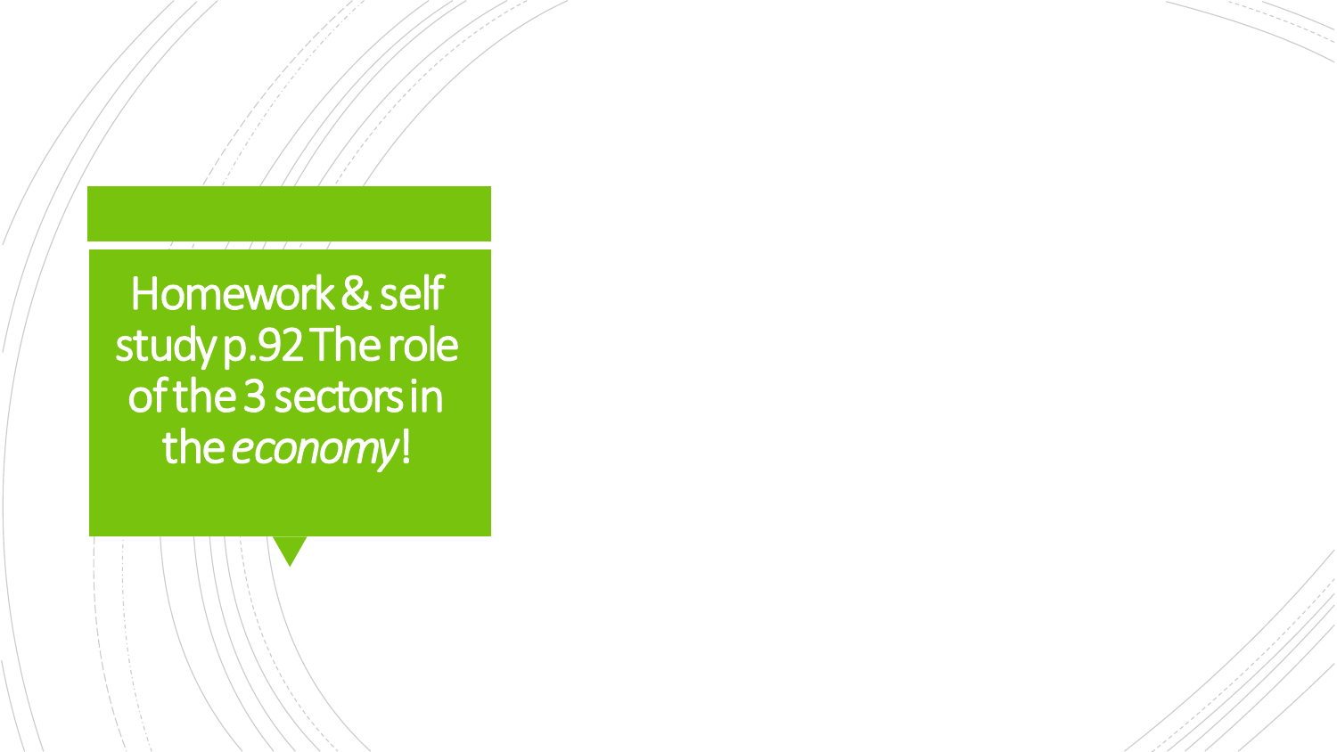# Homework & self study p.92 The role of the 3 sectors in the *economy*!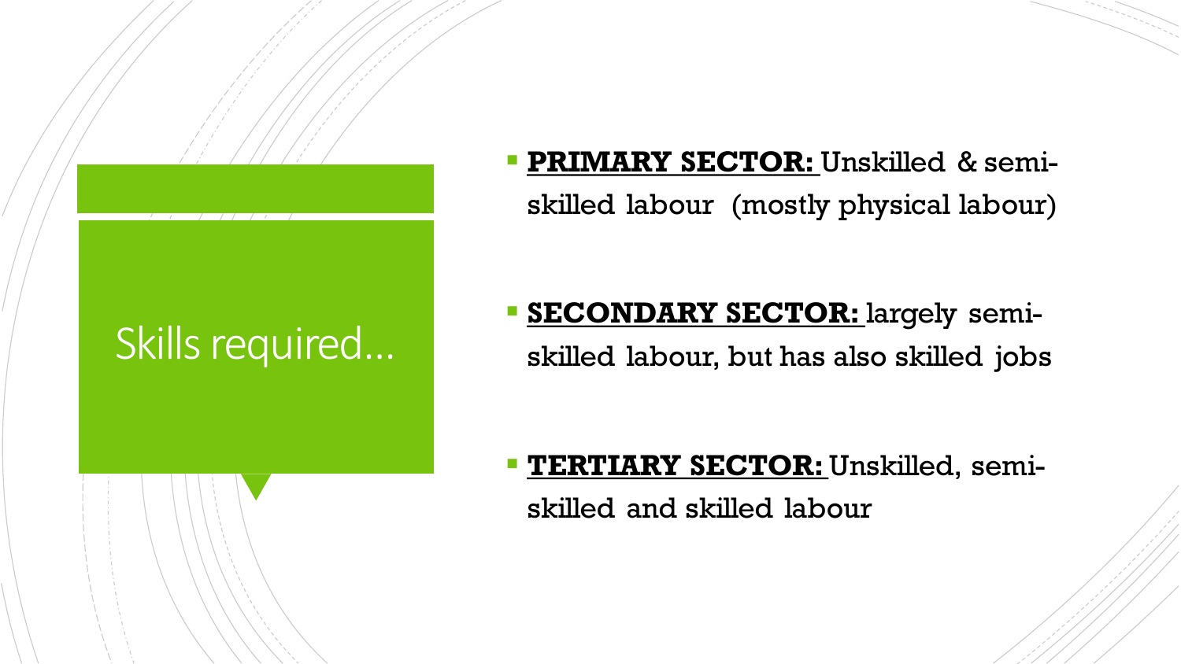# Skills required…

- **PRIMARY SECTOR:** Unskilled & semi-skilled labour (mostly physical labour)
- **SECONDARY SECTOR:** largely semi-skilled labour, but has also skilled jobs
- **TERTIARY SECTOR:** Unskilled, semi-skilled and skilled labour